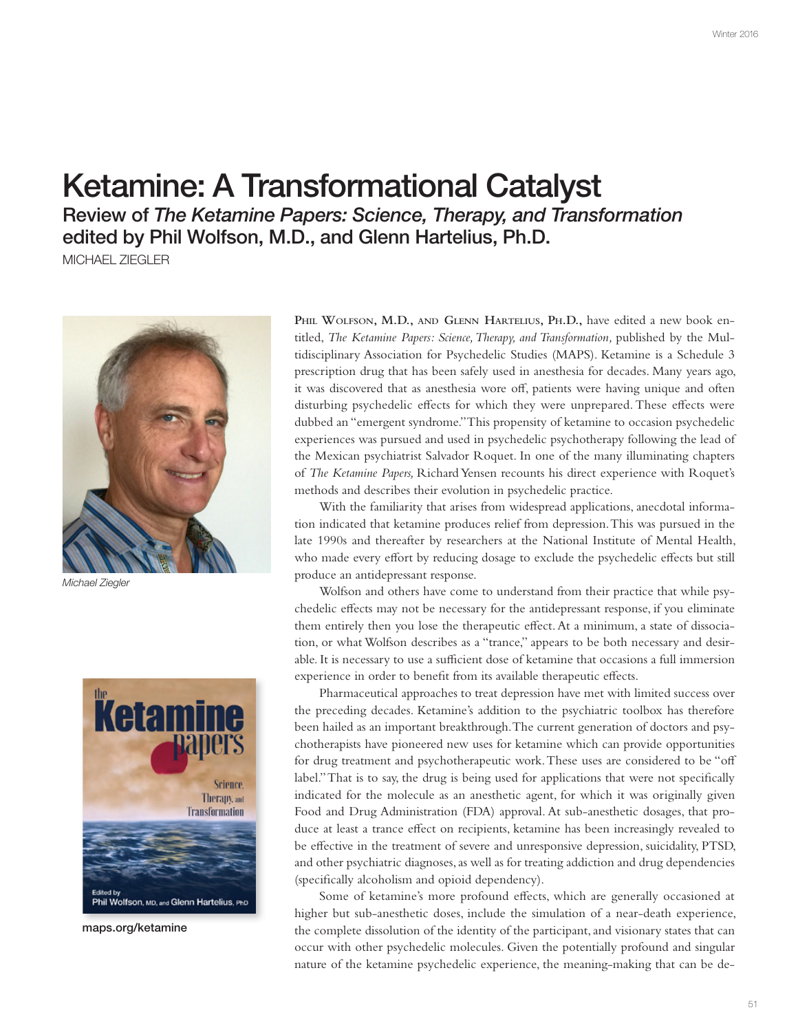# Ketamine: A Transformational Catalyst

## Review of *The Ketamine Papers: Science, Therapy, and Transformation* edited by Phil Wolfson, M.D., and Glenn Hartelius, Ph.D.

MICHAEL ZIEGLER

Michael Ziegler

maps.org/ketamine

**Phil Wolfson, M.D., and Glenn Hartelius, Ph.D.,** have edited a new book entitled, *The Ketamine Papers: Science, Therapy, and Transformation,* published by the Multidisciplinary Association for Psychedelic Studies (MAPS). Ketamine is a Schedule 3 prescription drug that has been safely used in anesthesia for decades. Many years ago, it was discovered that as anesthesia wore off, patients were having unique and often disturbing psychedelic effects for which they were unprepared. These effects were dubbed an "emergent syndrome." This propensity of ketamine to occasion psychedelic experiences was pursued and used in psychedelic psychotherapy following the lead of the Mexican psychiatrist Salvador Roquet. In one of the many illuminating chapters of *The Ketamine Papers,* Richard Yensen recounts his direct experience with Roquet's methods and describes their evolution in psychedelic practice.

With the familiarity that arises from widespread applications, anecdotal information indicated that ketamine produces relief from depression. This was pursued in the late 1990s and thereafter by researchers at the National Institute of Mental Health, who made every effort by reducing dosage to exclude the psychedelic effects but still produce an antidepressant response.

Wolfson and others have come to understand from their practice that while psychedelic effects may not be necessary for the antidepressant response, if you eliminate them entirely then you lose the therapeutic effect. At a minimum, a state of dissociation, or what Wolfson describes as a "trance," appears to be both necessary and desirable. It is necessary to use a sufficient dose of ketamine that occasions a full immersion experience in order to benefit from its available therapeutic effects.

Pharmaceutical approaches to treat depression have met with limited success over the preceding decades. Ketamine's addition to the psychiatric toolbox has therefore been hailed as an important breakthrough. The current generation of doctors and psychotherapists have pioneered new uses for ketamine which can provide opportunities for drug treatment and psychotherapeutic work. These uses are considered to be "off label." That is to say, the drug is being used for applications that were not specifically indicated for the molecule as an anesthetic agent, for which it was originally given Food and Drug Administration (FDA) approval. At sub-anesthetic dosages, that produce at least a trance effect on recipients, ketamine has been increasingly revealed to be effective in the treatment of severe and unresponsive depression, suicidality, PTSD, and other psychiatric diagnoses, as well as for treating addiction and drug dependencies (specifically alcoholism and opioid dependency).

Some of ketamine's more profound effects, which are generally occasioned at higher but sub-anesthetic doses, include the simulation of a near-death experience, the complete dissolution of the identity of the participant, and visionary states that can occur with other psychedelic molecules. Given the potentially profound and singular nature of the ketamine psychedelic experience, the meaning-making that can be de-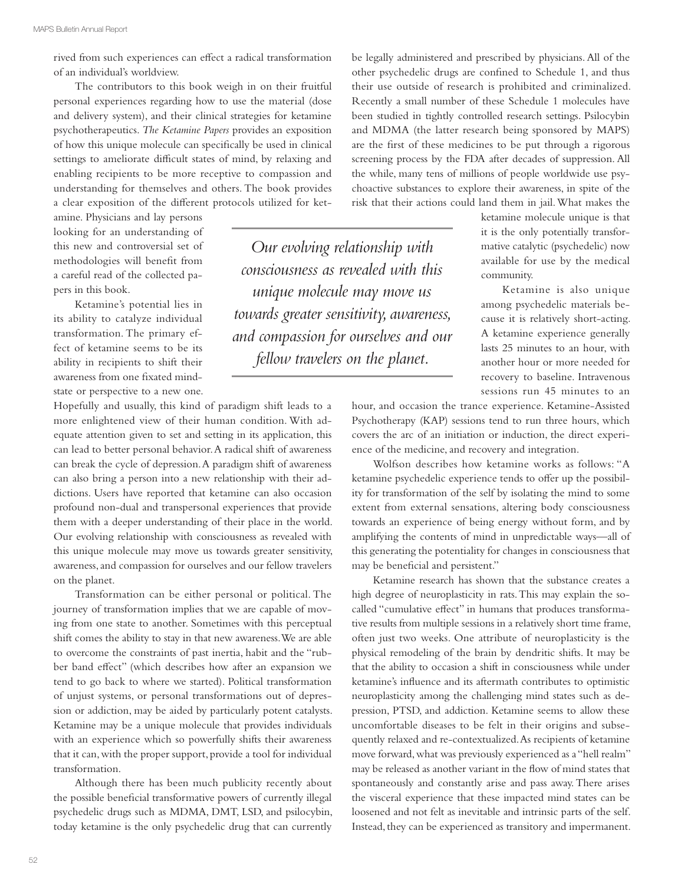rived from such experiences can effect a radical transformation of an individual's worldview.

The contributors to this book weigh in on their fruitful personal experiences regarding how to use the material (dose and delivery system), and their clinical strategies for ketamine psychotherapeutics. *The Ketamine Papers* provides an exposition of how this unique molecule can specifically be used in clinical settings to ameliorate difficult states of mind, by relaxing and enabling recipients to be more receptive to compassion and understanding for themselves and others. The book provides a clear exposition of the different protocols utilized for ketamine. Physicians and lay persons looking for an understanding of this new and controversial set of methodologies will benefit from a careful read of the collected papers in this book.

Ketamine's potential lies in its ability to catalyze individual transformation. The primary effect of ketamine seems to be its ability in recipients to shift their awareness from one fixated mind-state or perspective to a new one. Hopefully and usually, this kind of paradigm shift leads to a more enlightened view of their human condition. With adequate attention given to set and setting in its application, this can lead to better personal behavior. A radical shift of awareness can break the cycle of depression. A paradigm shift of awareness can also bring a person into a new relationship with their addictions. Users have reported that ketamine can also occasion profound non-dual and transpersonal experiences that provide them with a deeper understanding of their place in the world. Our evolving relationship with consciousness as revealed with this unique molecule may move us towards greater sensitivity, awareness, and compassion for ourselves and our fellow travelers on the planet.

> *Our evolving relationship with consciousness as revealed with this unique molecule may move us towards greater sensitivity, awareness, and compassion for ourselves and our fellow travelers on the planet.*

Transformation can be either personal or political. The journey of transformation implies that we are capable of moving from one state to another. Sometimes with this perceptual shift comes the ability to stay in that new awareness. We are able to overcome the constraints of past inertia, habit and the "rubber band effect" (which describes how after an expansion we tend to go back to where we started). Political transformation of unjust systems, or personal transformations out of depression or addiction, may be aided by particularly potent catalysts. Ketamine may be a unique molecule that provides individuals with an experience which so powerfully shifts their awareness that it can, with the proper support, provide a tool for individual transformation.

Although there has been much publicity recently about the possible beneficial transformative powers of currently illegal psychedelic drugs such as MDMA, DMT, LSD, and psilocybin, today ketamine is the only psychedelic drug that can currently be legally administered and prescribed by physicians. All of the other psychedelic drugs are confined to Schedule 1, and thus their use outside of research is prohibited and criminalized. Recently a small number of these Schedule 1 molecules have been studied in tightly controlled research settings. Psilocybin and MDMA (the latter research being sponsored by MAPS) are the first of these medicines to be put through a rigorous screening process by the FDA after decades of suppression. All the while, many tens of millions of people worldwide use psychoactive substances to explore their awareness, in spite of the risk that their actions could land them in jail. What makes the ketamine molecule unique is that it is the only potentially transformative catalytic (psychedelic) now available for use by the medical community.

Ketamine is also unique among psychedelic materials because it is relatively short-acting. A ketamine experience generally lasts 25 minutes to an hour, with another hour or more needed for recovery to baseline. Intravenous sessions run 45 minutes to an hour, and occasion the trance experience. Ketamine-Assisted Psychotherapy (KAP) sessions tend to run three hours, which covers the arc of an initiation or induction, the direct experience of the medicine, and recovery and integration.

Wolfson describes how ketamine works as follows: "A ketamine psychedelic experience tends to offer up the possibility for transformation of the self by isolating the mind to some extent from external sensations, altering body consciousness towards an experience of being energy without form, and by amplifying the contents of mind in unpredictable ways—all of this generating the potentiality for changes in consciousness that may be beneficial and persistent."

Ketamine research has shown that the substance creates a high degree of neuroplasticity in rats. This may explain the so-called "cumulative effect" in humans that produces transformative results from multiple sessions in a relatively short time frame, often just two weeks. One attribute of neuroplasticity is the physical remodeling of the brain by dendritic shifts. It may be that the ability to occasion a shift in consciousness while under ketamine's influence and its aftermath contributes to optimistic neuroplasticity among the challenging mind states such as depression, PTSD, and addiction. Ketamine seems to allow these uncomfortable diseases to be felt in their origins and subsequently relaxed and re-contextualized. As recipients of ketamine move forward, what was previously experienced as a "hell realm" may be released as another variant in the flow of mind states that spontaneously and constantly arise and pass away. There arises the visceral experience that these impacted mind states can be loosened and not felt as inevitable and intrinsic parts of the self. Instead, they can be experienced as transitory and impermanent.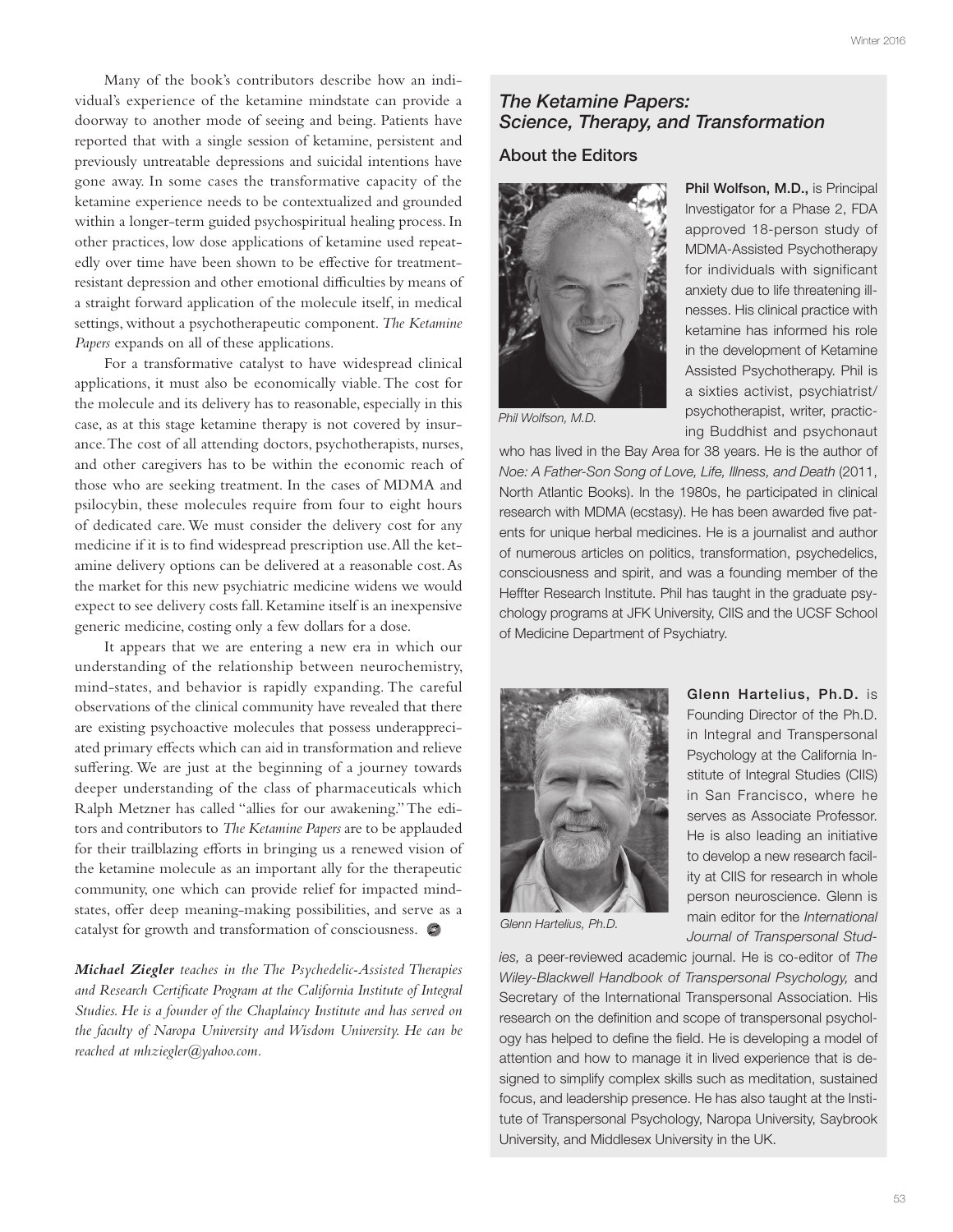Many of the book's contributors describe how an individual's experience of the ketamine mindstate can provide a doorway to another mode of seeing and being. Patients have reported that with a single session of ketamine, persistent and previously untreatable depressions and suicidal intentions have gone away. In some cases the transformative capacity of the ketamine experience needs to be contextualized and grounded within a longer-term guided psychospiritual healing process. In other practices, low dose applications of ketamine used repeatedly over time have been shown to be effective for treatment-resistant depression and other emotional difficulties by means of a straight forward application of the molecule itself, in medical settings, without a psychotherapeutic component. *The Ketamine Papers* expands on all of these applications.

For a transformative catalyst to have widespread clinical applications, it must also be economically viable. The cost for the molecule and its delivery has to reasonable, especially in this case, as at this stage ketamine therapy is not covered by insurance. The cost of all attending doctors, psychotherapists, nurses, and other caregivers has to be within the economic reach of those who are seeking treatment. In the cases of MDMA and psilocybin, these molecules require from four to eight hours of dedicated care. We must consider the delivery cost for any medicine if it is to find widespread prescription use. All the ketamine delivery options can be delivered at a reasonable cost. As the market for this new psychiatric medicine widens we would expect to see delivery costs fall. Ketamine itself is an inexpensive generic medicine, costing only a few dollars for a dose.

It appears that we are entering a new era in which our understanding of the relationship between neurochemistry, mind-states, and behavior is rapidly expanding. The careful observations of the clinical community have revealed that there are existing psychoactive molecules that possess underappreciated primary effects which can aid in transformation and relieve suffering. We are just at the beginning of a journey towards deeper understanding of the class of pharmaceuticals which Ralph Metzner has called "allies for our awakening." The editors and contributors to *The Ketamine Papers* are to be applauded for their trailblazing efforts in bringing us a renewed vision of the ketamine molecule as an important ally for the therapeutic community, one which can provide relief for impacted mind-states, offer deep meaning-making possibilities, and serve as a catalyst for growth and transformation of consciousness.

***Michael Ziegler*** *teaches in the The Psychedelic-Assisted Therapies and Research Certificate Program at the California Institute of Integral Studies. He is a founder of the Chaplaincy Institute and has served on the faculty of Naropa University and Wisdom University. He can be reached at mhziegler@yahoo.com.*

## *The Ketamine Papers: Science, Therapy, and Transformation*

### About the Editors

*Phil Wolfson, M.D.*

**Phil Wolfson, M.D.,** is Principal Investigator for a Phase 2, FDA approved 18-person study of MDMA-Assisted Psychotherapy for individuals with significant anxiety due to life threatening illnesses. His clinical practice with ketamine has informed his role in the development of Ketamine Assisted Psychotherapy. Phil is a sixties activist, psychiatrist/psychotherapist, writer, practicing Buddhist and psychonaut who has lived in the Bay Area for 38 years. He is the author of *Noe: A Father-Son Song of Love, Life, Illness, and Death* (2011, North Atlantic Books). In the 1980s, he participated in clinical research with MDMA (ecstasy). He has been awarded five patents for unique herbal medicines. He is a journalist and author of numerous articles on politics, transformation, psychedelics, consciousness and spirit, and was a founding member of the Heffter Research Institute. Phil has taught in the graduate psychology programs at JFK University, CIIS and the UCSF School of Medicine Department of Psychiatry.

*Glenn Hartelius, Ph.D.*

**Glenn Hartelius, Ph.D.** is Founding Director of the Ph.D. in Integral and Transpersonal Psychology at the California Institute of Integral Studies (CIIS) in San Francisco, where he serves as Associate Professor. He is also leading an initiative to develop a new research facility at CIIS for research in whole person neuroscience. Glenn is main editor for the *International Journal of Transpersonal Studies,* a peer-reviewed academic journal. He is co-editor of *The Wiley-Blackwell Handbook of Transpersonal Psychology,* and Secretary of the International Transpersonal Association. His research on the definition and scope of transpersonal psychology has helped to define the field. He is developing a model of attention and how to manage it in lived experience that is designed to simplify complex skills such as meditation, sustained focus, and leadership presence. He has also taught at the Institute of Transpersonal Psychology, Naropa University, Saybrook University, and Middlesex University in the UK.